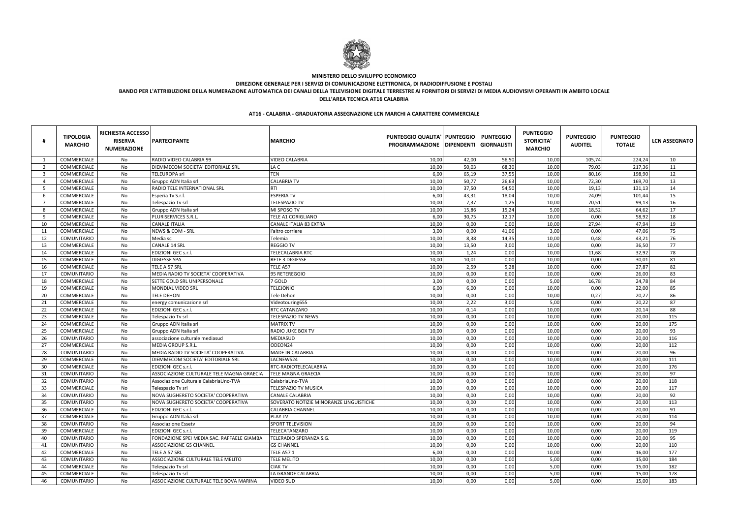**MINISTERO DELLO SVILUPPO ECONOMICO**

**DIREZIONE GENERALE PER I SERVIZI DI COMUNICAZIONE ELETTRONICA, DI RADIODIFFUSIONE E POSTALI**

**BANDO PER L'ATTRIBUZIONE DELLA NUMERAZIONE AUTOMATICA DEI CANALI DELLA TELEVISIONE DIGITALE TERRESTRE AI FORNITORI DI SERVIZI DI MEDIA AUDIOVISIVI OPERANTI IN AMBITO LOCALE**

**DELL'AREA TECNICA AT16 CALABRIA**

**AT16 - CALABRIA - GRADUATORIA ASSEGNAZIONE LCN MARCHI A CARATTERE COMMERCIALE**

| # | TIPOLOGIA MARCHIO | RICHIESTA ACCESSO RISERVA NUMERAZIONE | PARTECIPANTE | MARCHIO | PUNTEGGIO QUALITA' PROGRAMMAZIONE | PUNTEGGIO DIPENDENTI | PUNTEGGIO GIORNALISTI | PUNTEGGIO STORICITA' MARCHIO | PUNTEGGIO AUDITEL | PUNTEGGIO TOTALE | LCN ASSEGNATO |
|---|---|---|---|---|---|---|---|---|---|---|---|
| 1 | COMMERCIALE | No | RADIO VIDEO CALABRIA 99 | VIDEO CALABRIA | 10,00 | 42,00 | 56,50 | 10,00 | 105,74 | 224,24 | 10 |
| 2 | COMMERCIALE | No | DIEMMECOM SOCIETA' EDITORIALE SRL | LA C | 10,00 | 50,03 | 68,30 | 10,00 | 79,03 | 217,36 | 11 |
| 3 | COMMERCIALE | No | TELEUROPA srl | TEN | 6,00 | 65,19 | 37,55 | 10,00 | 80,16 | 198,90 | 12 |
| 4 | COMMERCIALE | No | Gruppo ADN Italia srl | CALABRIA TV | 10,00 | 50,77 | 26,63 | 10,00 | 72,30 | 169,70 | 13 |
| 5 | COMMERCIALE | No | RADIO TELE INTERNATIONAL SRL | RTI | 10,00 | 37,50 | 54,50 | 10,00 | 19,13 | 131,13 | 14 |
| 6 | COMMERCIALE | No | Esperia Tv S.r.l. | ESPERIA TV | 6,00 | 43,31 | 18,04 | 10,00 | 24,09 | 101,44 | 15 |
| 7 | COMMERCIALE | No | Telespazio Tv srl | TELESPAZIO TV | 10,00 | 7,37 | 1,25 | 10,00 | 70,51 | 99,13 | 16 |
| 8 | COMMERCIALE | No | Gruppo ADN Italia srl | MI SPOSO TV | 10,00 | 15,86 | 15,24 | 5,00 | 18,52 | 64,62 | 17 |
| 9 | COMMERCIALE | No | PLURISERVICES S.R.L. | TELE A1 CORIGLIANO | 6,00 | 30,75 | 12,17 | 10,00 | 0,00 | 58,92 | 18 |
| 10 | COMMERCIALE | No | CANALE ITALIA | CANALE ITALIA 83 EXTRA | 10,00 | 0,00 | 0,00 | 10,00 | 27,94 | 47,94 | 19 |
| 11 | COMMERCIALE | No | NEWS & COM - SRL | l'altro corriere | 3,00 | 0,00 | 41,06 | 3,00 | 0,00 | 47,06 | 75 |
| 12 | COMUNITARIO | No | Media sc | Telemia | 10,00 | 8,38 | 14,35 | 10,00 | 0,48 | 43,21 | 76 |
| 13 | COMMERCIALE | No | CANALE 14 SRL | REGGIO TV | 10,00 | 13,50 | 3,00 | 10,00 | 0,00 | 36,50 | 77 |
| 14 | COMMERCIALE | No | EDIZIONI GEC s.r.l. | TELECALABRIA RTC | 10,00 | 1,24 | 0,00 | 10,00 | 11,68 | 32,92 | 78 |
| 15 | COMMERCIALE | No | DIGIESSE SPA | RETE 3 DIGIESSE | 10,00 | 10,01 | 0,00 | 10,00 | 0,00 | 30,01 | 81 |
| 16 | COMMERCIALE | No | TELE A 57 SRL | TELE A57 | 10,00 | 2,59 | 5,28 | 10,00 | 0,00 | 27,87 | 82 |
| 17 | COMUNITARIO | No | MEDIA RADIO TV SOCIETA' COOPERATIVA | 95 RETEREGGIO | 10,00 | 0,00 | 6,00 | 10,00 | 0,00 | 26,00 | 83 |
| 18 | COMMERCIALE | No | SETTE GOLD SRL UNIPERSONALE | 7 GOLD | 3,00 | 0,00 | 0,00 | 5,00 | 16,78 | 24,78 | 84 |
| 19 | COMMERCIALE | No | MONDIAL VIDEO SRL | TELEJONIO | 6,00 | 6,00 | 0,00 | 10,00 | 0,00 | 22,00 | 85 |
| 20 | COMMERCIALE | No | TELE DEHON | Tele Dehon | 10,00 | 0,00 | 0,00 | 10,00 | 0,27 | 20,27 | 86 |
| 21 | COMMERCIALE | No | energy comunicazione srl | Videotouring655 | 10,00 | 2,22 | 3,00 | 5,00 | 0,00 | 20,22 | 87 |
| 22 | COMMERCIALE | No | EDIZIONI GEC s.r.l. | RTC CATANZARO | 10,00 | 0,14 | 0,00 | 10,00 | 0,00 | 20,14 | 88 |
| 23 | COMMERCIALE | No | Telespazio Tv srl | TELESPAZIO TV NEWS | 10,00 | 0,00 | 0,00 | 10,00 | 0,00 | 20,00 | 115 |
| 24 | COMMERCIALE | No | Gruppo ADN Italia srl | MATRIX TV | 10,00 | 0,00 | 0,00 | 10,00 | 0,00 | 20,00 | 175 |
| 25 | COMMERCIALE | No | Gruppo ADN Italia srl | RADIO JUKE BOX TV | 10,00 | 0,00 | 0,00 | 10,00 | 0,00 | 20,00 | 93 |
| 26 | COMUNITARIO | No | associazione culturale mediasud | MEDIASUD | 10,00 | 0,00 | 0,00 | 10,00 | 0,00 | 20,00 | 116 |
| 27 | COMMERCIALE | No | MEDIA GROUP S.R.L. | ODEON24 | 10,00 | 0,00 | 0,00 | 10,00 | 0,00 | 20,00 | 112 |
| 28 | COMUNITARIO | No | MEDIA RADIO TV SOCIETA' COOPERATIVA | MADE IN CALABRIA | 10,00 | 0,00 | 0,00 | 10,00 | 0,00 | 20,00 | 96 |
| 29 | COMMERCIALE | No | DIEMMECOM SOCIETA' EDITORIALE SRL | LACNEWS24 | 10,00 | 0,00 | 0,00 | 10,00 | 0,00 | 20,00 | 111 |
| 30 | COMMERCIALE | No | EDIZIONI GEC s.r.l. | RTC-RADIOTELECALABRIA | 10,00 | 0,00 | 0,00 | 10,00 | 0,00 | 20,00 | 176 |
| 31 | COMUNITARIO | No | ASSOCIAZIONE CULTURALE TELE MAGNA GRAECIA | TELE MAGNA GRAECIA | 10,00 | 0,00 | 0,00 | 10,00 | 0,00 | 20,00 | 97 |
| 32 | COMUNITARIO | No | Associazione Culturale CalabriaUno-TVA | CalabriaUno-TVA | 10,00 | 0,00 | 0,00 | 10,00 | 0,00 | 20,00 | 118 |
| 33 | COMMERCIALE | No | Telespazio Tv srl | TELESPAZIO TV MUSICA | 10,00 | 0,00 | 0,00 | 10,00 | 0,00 | 20,00 | 117 |
| 34 | COMUNITARIO | No | NOVA SUGHERETO SOCIETA' COOPERATIVA | CANALE CALABRIA | 10,00 | 0,00 | 0,00 | 10,00 | 0,00 | 20,00 | 92 |
| 35 | COMUNITARIO | No | NOVA SUGHERETO SOCIETA' COOPERATIVA | SOVERATO NOTIZIE MINORANZE LINGUISTICHE | 10,00 | 0,00 | 0,00 | 10,00 | 0,00 | 20,00 | 113 |
| 36 | COMMERCIALE | No | EDIZIONI GEC s.r.l. | CALABRIA CHANNEL | 10,00 | 0,00 | 0,00 | 10,00 | 0,00 | 20,00 | 91 |
| 37 | COMMERCIALE | No | Gruppo ADN Italia srl | PLAY TV | 10,00 | 0,00 | 0,00 | 10,00 | 0,00 | 20,00 | 114 |
| 38 | COMUNITARIO | No | Associazione Essetv | SPORT TELEVISION | 10,00 | 0,00 | 0,00 | 10,00 | 0,00 | 20,00 | 94 |
| 39 | COMMERCIALE | No | EDIZIONI GEC s.r.l. | TELECATANZARO | 10,00 | 0,00 | 0,00 | 10,00 | 0,00 | 20,00 | 119 |
| 40 | COMUNITARIO | No | FONDAZIONE SPEI MEDIA SAC. RAFFAELE GIAMBA | TELERADIO SPERANZA S.G. | 10,00 | 0,00 | 0,00 | 10,00 | 0,00 | 20,00 | 95 |
| 41 | COMUNITARIO | No | ASSOCIAZIONE GS CHANNEL | GS CHANNEL | 10,00 | 0,00 | 0,00 | 10,00 | 0,00 | 20,00 | 110 |
| 42 | COMMERCIALE | No | TELE A 57 SRL | TELE A57 1 | 6,00 | 0,00 | 0,00 | 10,00 | 0,00 | 16,00 | 177 |
| 43 | COMUNITARIO | No | ASSOCIAZIONE CULTURALE TELE MELITO | TELE MELITO | 10,00 | 0,00 | 0,00 | 5,00 | 0,00 | 15,00 | 184 |
| 44 | COMMERCIALE | No | Telespazio Tv srl | CIAK TV | 10,00 | 0,00 | 0,00 | 5,00 | 0,00 | 15,00 | 182 |
| 45 | COMMERCIALE | No | Telespazio Tv srl | LA GRANDE CALABRIA | 10,00 | 0,00 | 0,00 | 5,00 | 0,00 | 15,00 | 178 |
| 46 | COMUNITARIO | No | ASSOCIAZIONE CULTURALE TELE BOVA MARINA | VIDEO SUD | 10,00 | 0,00 | 0,00 | 5,00 | 0,00 | 15,00 | 183 |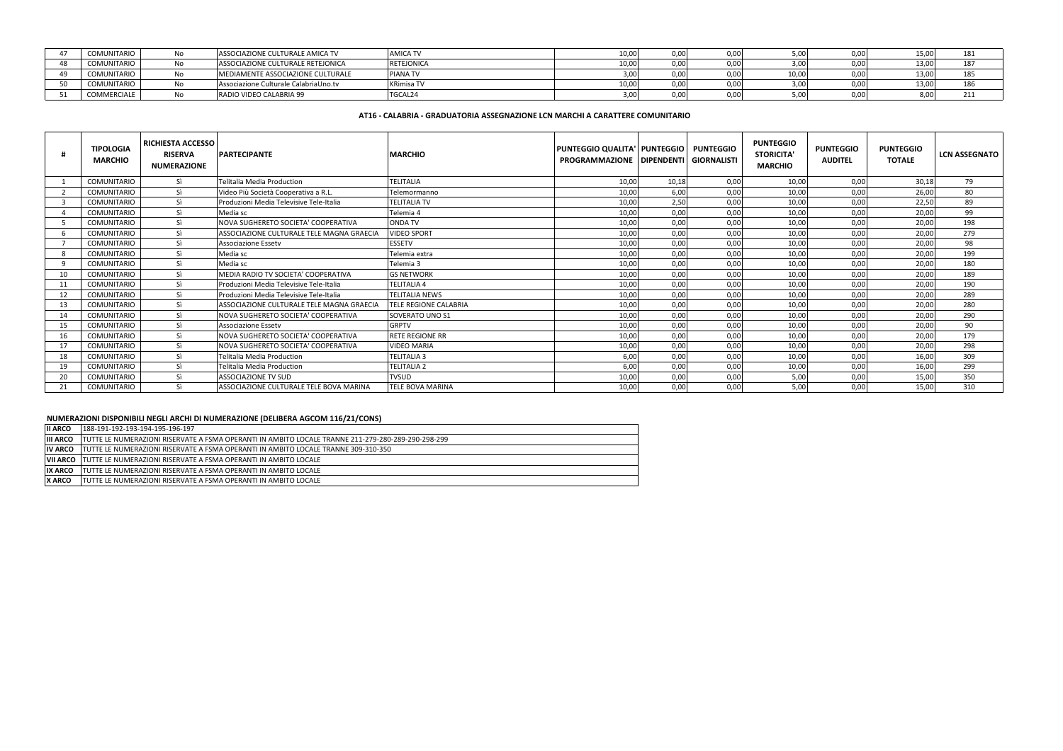| | | | | | | | | | | | |
|---|---|---|---|---|---|---|---|---|---|---|---|
| 47 | COMUNITARIO | No | ASSOCIAZIONE CULTURALE AMICA TV | AMICA TV | 10,00 | 0,00 | 0,00 | 5,00 | 0,00 | 15,00 | 181 |
| 48 | COMUNITARIO | No | ASSOCIAZIONE CULTURALE RETEJONICA | RETEJONICA | 10,00 | 0,00 | 0,00 | 3,00 | 0,00 | 13,00 | 187 |
| 49 | COMUNITARIO | No | MEDIAMENTE ASSOCIAZIONE CULTURALE | PIANA TV | 3,00 | 0,00 | 0,00 | 10,00 | 0,00 | 13,00 | 185 |
| 50 | COMUNITARIO | No | Associazione Culturale CalabriaUno.tv | KRimisa TV | 10,00 | 0,00 | 0,00 | 3,00 | 0,00 | 13,00 | 186 |
| 51 | COMMERCIALE | No | RADIO VIDEO CALABRIA 99 | TGCAL24 | 3,00 | 0,00 | 0,00 | 5,00 | 0,00 | 8,00 | 211 |

**AT16 - CALABRIA - GRADUATORIA ASSEGNAZIONE LCN MARCHI A CARATTERE COMUNITARIO**

| # | TIPOLOGIA MARCHIO | RICHIESTA ACCESSO RISERVA NUMERAZIONE | PARTECIPANTE | MARCHIO | PUNTEGGIO QUALITA' PROGRAMMAZIONE | PUNTEGGIO DIPENDENTI | PUNTEGGIO GIORNALISTI | PUNTEGGIO STORICITA' MARCHIO | PUNTEGGIO AUDITEL | PUNTEGGIO TOTALE | LCN ASSEGNATO |
|---|---|---|---|---|---|---|---|---|---|---|---|
| 1 | COMUNITARIO | Sì | Telitalia Media Production | TELITALIA | 10,00 | 10,18 | 0,00 | 10,00 | 0,00 | 30,18 | 79 |
| 2 | COMUNITARIO | Sì | Video Più Società Cooperativa a R.L. | Telemormanno | 10,00 | 6,00 | 0,00 | 10,00 | 0,00 | 26,00 | 80 |
| 3 | COMUNITARIO | Sì | Produzioni Media Televisive Tele-Italia | TELITALIA TV | 10,00 | 2,50 | 0,00 | 10,00 | 0,00 | 22,50 | 89 |
| 4 | COMUNITARIO | Sì | Media sc | Telemia 4 | 10,00 | 0,00 | 0,00 | 10,00 | 0,00 | 20,00 | 99 |
| 5 | COMUNITARIO | Sì | NOVA SUGHERETO SOCIETA' COOPERATIVA | ONDA TV | 10,00 | 0,00 | 0,00 | 10,00 | 0,00 | 20,00 | 198 |
| 6 | COMUNITARIO | Sì | ASSOCIAZIONE CULTURALE TELE MAGNA GRAECIA | VIDEO SPORT | 10,00 | 0,00 | 0,00 | 10,00 | 0,00 | 20,00 | 279 |
| 7 | COMUNITARIO | Sì | Associazione Essetv | ESSETV | 10,00 | 0,00 | 0,00 | 10,00 | 0,00 | 20,00 | 98 |
| 8 | COMUNITARIO | Sì | Media sc | Telemia extra | 10,00 | 0,00 | 0,00 | 10,00 | 0,00 | 20,00 | 199 |
| 9 | COMUNITARIO | Sì | Media sc | Telemia 3 | 10,00 | 0,00 | 0,00 | 10,00 | 0,00 | 20,00 | 180 |
| 10 | COMUNITARIO | Sì | MEDIA RADIO TV SOCIETA' COOPERATIVA | GS NETWORK | 10,00 | 0,00 | 0,00 | 10,00 | 0,00 | 20,00 | 189 |
| 11 | COMUNITARIO | Sì | Produzioni Media Televisive Tele-Italia | TELITALIA 4 | 10,00 | 0,00 | 0,00 | 10,00 | 0,00 | 20,00 | 190 |
| 12 | COMUNITARIO | Sì | Produzioni Media Televisive Tele-Italia | TELITALIA NEWS | 10,00 | 0,00 | 0,00 | 10,00 | 0,00 | 20,00 | 289 |
| 13 | COMUNITARIO | Sì | ASSOCIAZIONE CULTURALE TELE MAGNA GRAECIA | TELE REGIONE CALABRIA | 10,00 | 0,00 | 0,00 | 10,00 | 0,00 | 20,00 | 280 |
| 14 | COMUNITARIO | Sì | NOVA SUGHERETO SOCIETA' COOPERATIVA | SOVERATO UNO S1 | 10,00 | 0,00 | 0,00 | 10,00 | 0,00 | 20,00 | 290 |
| 15 | COMUNITARIO | Sì | Associazione Essetv | GRPTV | 10,00 | 0,00 | 0,00 | 10,00 | 0,00 | 20,00 | 90 |
| 16 | COMUNITARIO | Sì | NOVA SUGHERETO SOCIETA' COOPERATIVA | RETE REGIONE RR | 10,00 | 0,00 | 0,00 | 10,00 | 0,00 | 20,00 | 179 |
| 17 | COMUNITARIO | Sì | NOVA SUGHERETO SOCIETA' COOPERATIVA | VIDEO MARIA | 10,00 | 0,00 | 0,00 | 10,00 | 0,00 | 20,00 | 298 |
| 18 | COMUNITARIO | Sì | Telitalia Media Production | TELITALIA 3 | 6,00 | 0,00 | 0,00 | 10,00 | 0,00 | 16,00 | 309 |
| 19 | COMUNITARIO | Sì | Telitalia Media Production | TELITALIA 2 | 6,00 | 0,00 | 0,00 | 10,00 | 0,00 | 16,00 | 299 |
| 20 | COMUNITARIO | Sì | ASSOCIAZIONE TV SUD | TVSUD | 10,00 | 0,00 | 0,00 | 5,00 | 0,00 | 15,00 | 350 |
| 21 | COMUNITARIO | Sì | ASSOCIAZIONE CULTURALE TELE BOVA MARINA | TELE BOVA MARINA | 10,00 | 0,00 | 0,00 | 5,00 | 0,00 | 15,00 | 310 |

**NUMERAZIONI DISPONIBILI NEGLI ARCHI DI NUMERAZIONE (DELIBERA AGCOM 116/21/CONS)**

| | |
|---|---|
| **II ARCO** | 188-191-192-193-194-195-196-197 |
| **III ARCO** | TUTTE LE NUMERAZIONI RISERVATE A FSMA OPERANTI IN AMBITO LOCALE TRANNE 211-279-280-289-290-298-299 |
| **IV ARCO** | TUTTE LE NUMERAZIONI RISERVATE A FSMA OPERANTI IN AMBITO LOCALE TRANNE 309-310-350 |
| **VII ARCO** | TUTTE LE NUMERAZIONI RISERVATE A FSMA OPERANTI IN AMBITO LOCALE |
| **IX ARCO** | TUTTE LE NUMERAZIONI RISERVATE A FSMA OPERANTI IN AMBITO LOCALE |
| **X ARCO** | TUTTE LE NUMERAZIONI RISERVATE A FSMA OPERANTI IN AMBITO LOCALE |